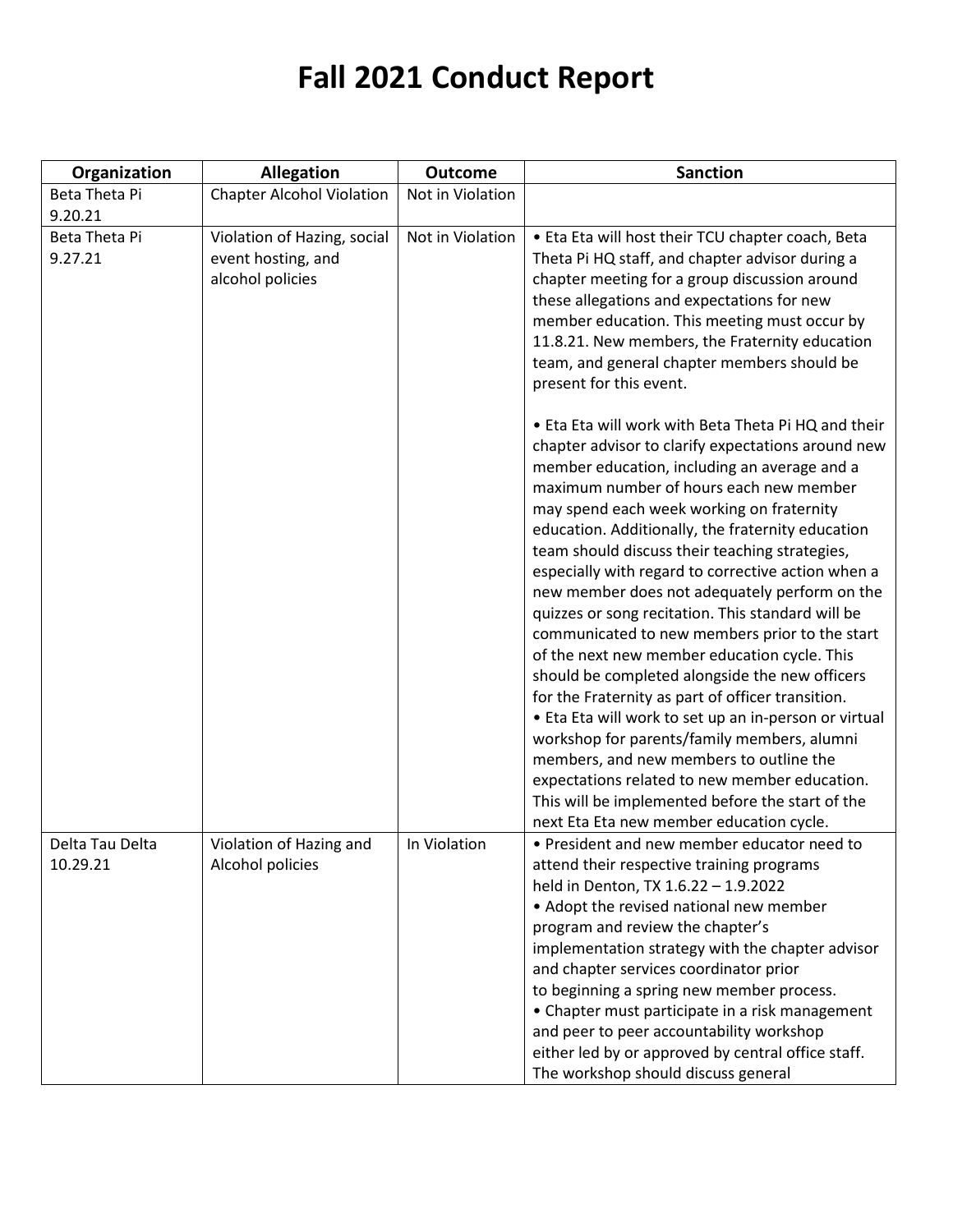# Fall 2021 Conduct Report

| Organization | Allegation | Outcome | Sanction |
|---|---|---|---|
| Beta Theta Pi 9.20.21 | Chapter Alcohol Violation | Not in Violation | |
| Beta Theta Pi 9.27.21 | Violation of Hazing, social event hosting, and alcohol policies | Not in Violation | • Eta Eta will host their TCU chapter coach, Beta Theta Pi HQ staff, and chapter advisor during a chapter meeting for a group discussion around these allegations and expectations for new member education. This meeting must occur by 11.8.21. New members, the Fraternity education team, and general chapter members should be present for this event.<br><br>• Eta Eta will work with Beta Theta Pi HQ and their chapter advisor to clarify expectations around new member education, including an average and a maximum number of hours each new member may spend each week working on fraternity education. Additionally, the fraternity education team should discuss their teaching strategies, especially with regard to corrective action when a new member does not adequately perform on the quizzes or song recitation. This standard will be communicated to new members prior to the start of the next new member education cycle. This should be completed alongside the new officers for the Fraternity as part of officer transition.<br>• Eta Eta will work to set up an in-person or virtual workshop for parents/family members, alumni members, and new members to outline the expectations related to new member education. This will be implemented before the start of the next Eta Eta new member education cycle. |
| Delta Tau Delta 10.29.21 | Violation of Hazing and Alcohol policies | In Violation | • President and new member educator need to attend their respective training programs held in Denton, TX 1.6.22 – 1.9.2022<br>• Adopt the revised national new member program and review the chapter's implementation strategy with the chapter advisor and chapter services coordinator prior to beginning a spring new member process.<br>• Chapter must participate in a risk management and peer to peer accountability workshop either led by or approved by central office staff. The workshop should discuss general |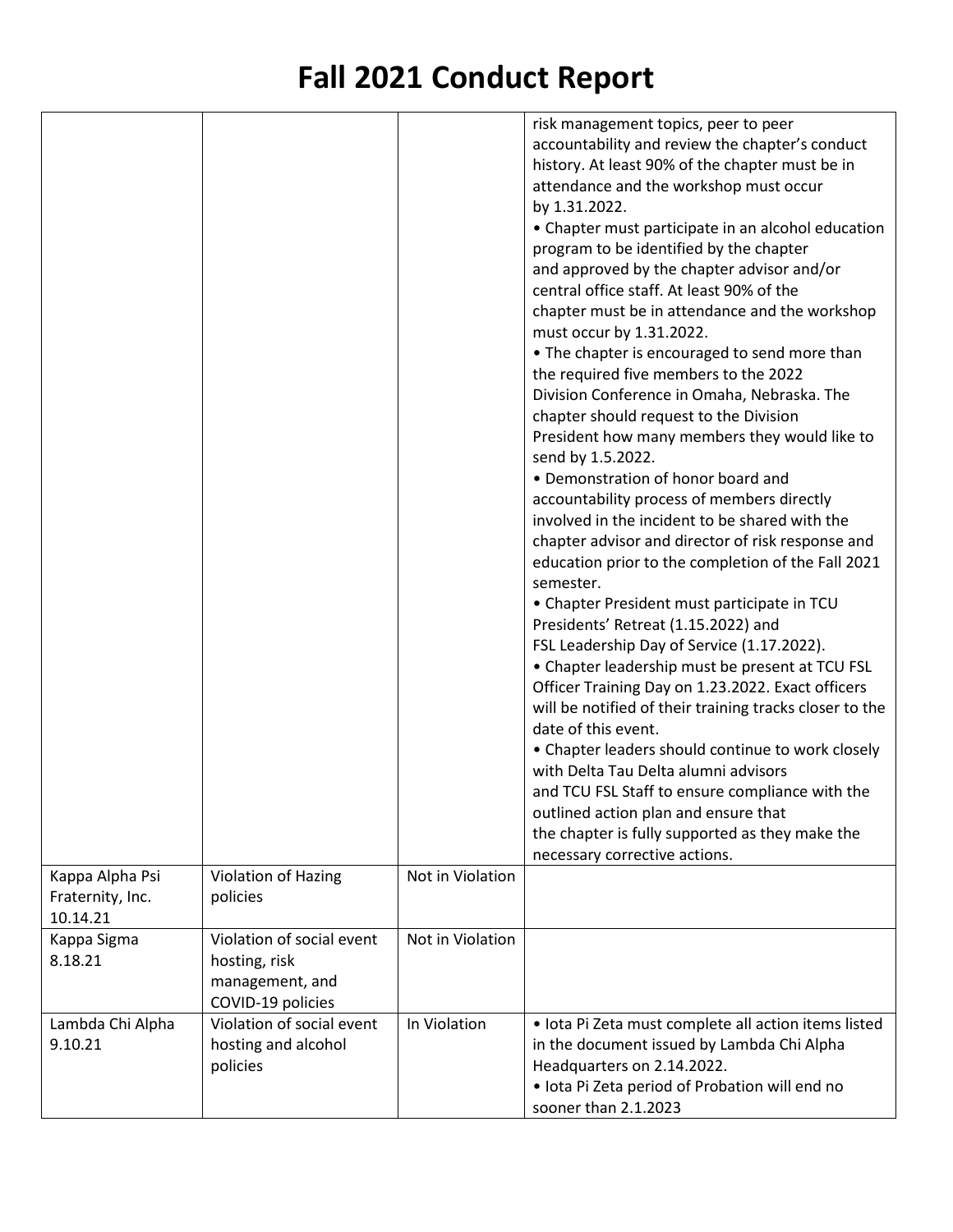# Fall 2021 Conduct Report

| | | | |
|---|---|---|---|
| | | | risk management topics, peer to peer accountability and review the chapter's conduct history. At least 90% of the chapter must be in attendance and the workshop must occur by 1.31.2022.<br>• Chapter must participate in an alcohol education program to be identified by the chapter and approved by the chapter advisor and/or central office staff. At least 90% of the chapter must be in attendance and the workshop must occur by 1.31.2022.<br>• The chapter is encouraged to send more than the required five members to the 2022 Division Conference in Omaha, Nebraska. The chapter should request to the Division President how many members they would like to send by 1.5.2022.<br>• Demonstration of honor board and accountability process of members directly involved in the incident to be shared with the chapter advisor and director of risk response and education prior to the completion of the Fall 2021 semester.<br>• Chapter President must participate in TCU Presidents' Retreat (1.15.2022) and FSL Leadership Day of Service (1.17.2022).<br>• Chapter leadership must be present at TCU FSL Officer Training Day on 1.23.2022. Exact officers will be notified of their training tracks closer to the date of this event.<br>• Chapter leaders should continue to work closely with Delta Tau Delta alumni advisors and TCU FSL Staff to ensure compliance with the outlined action plan and ensure that the chapter is fully supported as they make the necessary corrective actions. |
| Kappa Alpha Psi Fraternity, Inc. 10.14.21 | Violation of Hazing policies | Not in Violation | |
| Kappa Sigma 8.18.21 | Violation of social event hosting, risk management, and COVID-19 policies | Not in Violation | |
| Lambda Chi Alpha 9.10.21 | Violation of social event hosting and alcohol policies | In Violation | • Iota Pi Zeta must complete all action items listed in the document issued by Lambda Chi Alpha Headquarters on 2.14.2022.<br>• Iota Pi Zeta period of Probation will end no sooner than 2.1.2023 |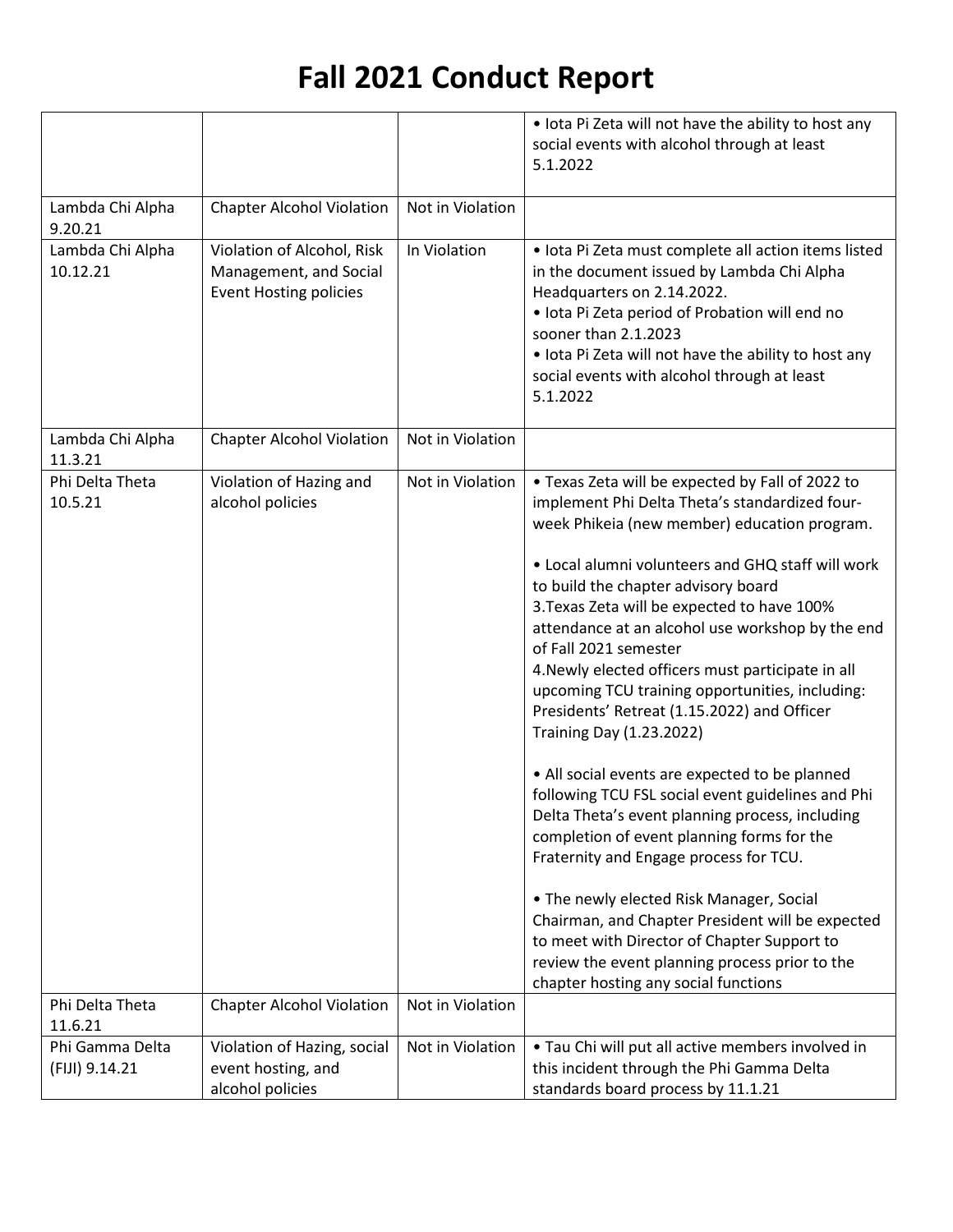# Fall 2021 Conduct Report

| | | | |
|---|---|---|---|
| | | | • Iota Pi Zeta will not have the ability to host any social events with alcohol through at least 5.1.2022 |
| Lambda Chi Alpha 9.20.21 | Chapter Alcohol Violation | Not in Violation | |
| Lambda Chi Alpha 10.12.21 | Violation of Alcohol, Risk Management, and Social Event Hosting policies | In Violation | • Iota Pi Zeta must complete all action items listed in the document issued by Lambda Chi Alpha Headquarters on 2.14.2022.<br>• Iota Pi Zeta period of Probation will end no sooner than 2.1.2023<br>• Iota Pi Zeta will not have the ability to host any social events with alcohol through at least 5.1.2022 |
| Lambda Chi Alpha 11.3.21 | Chapter Alcohol Violation | Not in Violation | |
| Phi Delta Theta 10.5.21 | Violation of Hazing and alcohol policies | Not in Violation | • Texas Zeta will be expected by Fall of 2022 to implement Phi Delta Theta's standardized four-week Phikeia (new member) education program.<br><br>• Local alumni volunteers and GHQ staff will work to build the chapter advisory board<br>3.Texas Zeta will be expected to have 100% attendance at an alcohol use workshop by the end of Fall 2021 semester<br>4.Newly elected officers must participate in all upcoming TCU training opportunities, including: Presidents' Retreat (1.15.2022) and Officer Training Day (1.23.2022)<br><br>• All social events are expected to be planned following TCU FSL social event guidelines and Phi Delta Theta's event planning process, including completion of event planning forms for the Fraternity and Engage process for TCU.<br><br>• The newly elected Risk Manager, Social Chairman, and Chapter President will be expected to meet with Director of Chapter Support to review the event planning process prior to the chapter hosting any social functions |
| Phi Delta Theta 11.6.21 | Chapter Alcohol Violation | Not in Violation | |
| Phi Gamma Delta (FIJI) 9.14.21 | Violation of Hazing, social event hosting, and alcohol policies | Not in Violation | • Tau Chi will put all active members involved in this incident through the Phi Gamma Delta standards board process by 11.1.21 |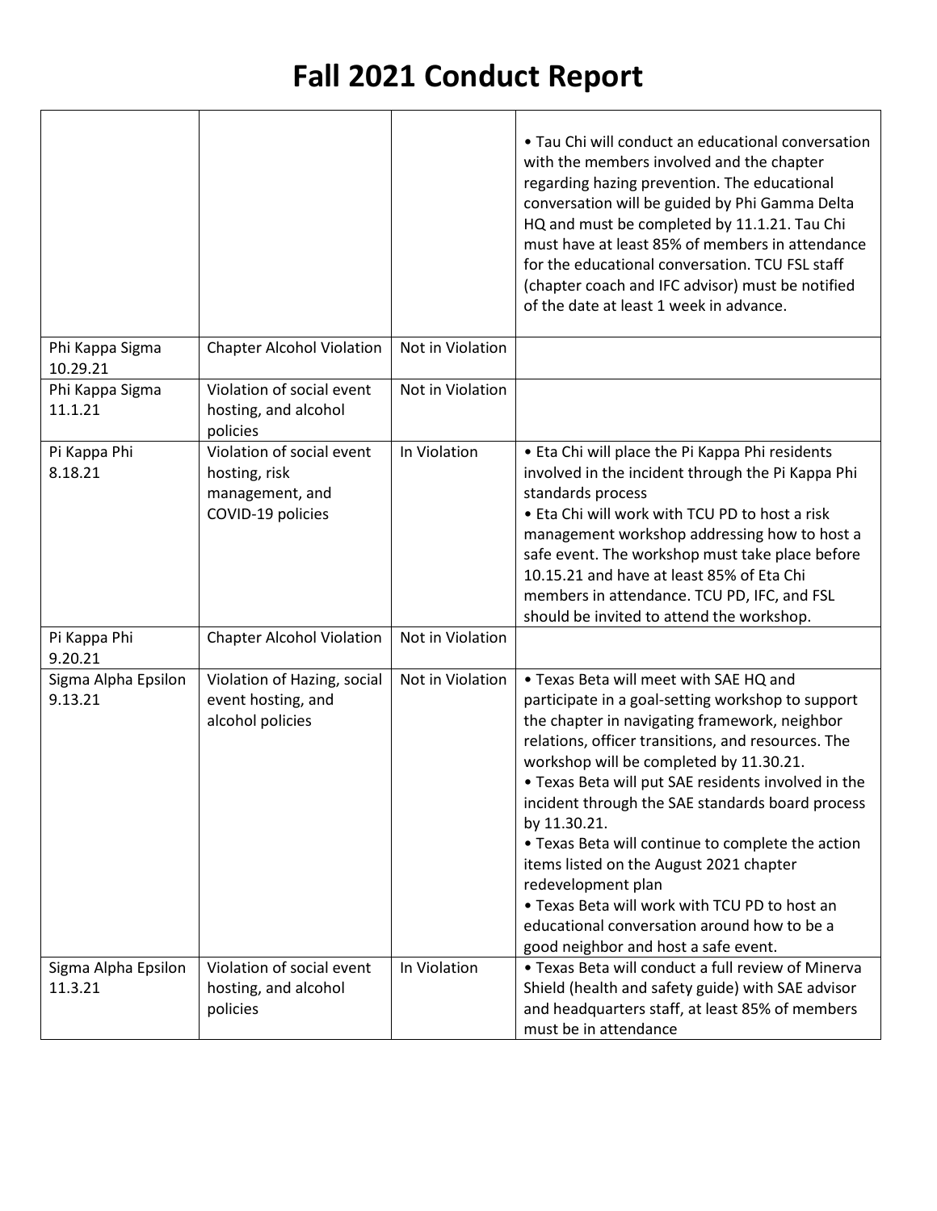# Fall 2021 Conduct Report

| | | | |
|---|---|---|---|
| | | | • Tau Chi will conduct an educational conversation with the members involved and the chapter regarding hazing prevention. The educational conversation will be guided by Phi Gamma Delta HQ and must be completed by 11.1.21. Tau Chi must have at least 85% of members in attendance for the educational conversation. TCU FSL staff (chapter coach and IFC advisor) must be notified of the date at least 1 week in advance. |
| Phi Kappa Sigma 10.29.21 | Chapter Alcohol Violation | Not in Violation | |
| Phi Kappa Sigma 11.1.21 | Violation of social event hosting, and alcohol policies | Not in Violation | |
| Pi Kappa Phi 8.18.21 | Violation of social event hosting, risk management, and COVID-19 policies | In Violation | • Eta Chi will place the Pi Kappa Phi residents involved in the incident through the Pi Kappa Phi standards process<br>• Eta Chi will work with TCU PD to host a risk management workshop addressing how to host a safe event. The workshop must take place before 10.15.21 and have at least 85% of Eta Chi members in attendance. TCU PD, IFC, and FSL should be invited to attend the workshop. |
| Pi Kappa Phi 9.20.21 | Chapter Alcohol Violation | Not in Violation | |
| Sigma Alpha Epsilon 9.13.21 | Violation of Hazing, social event hosting, and alcohol policies | Not in Violation | • Texas Beta will meet with SAE HQ and participate in a goal-setting workshop to support the chapter in navigating framework, neighbor relations, officer transitions, and resources. The workshop will be completed by 11.30.21.<br>• Texas Beta will put SAE residents involved in the incident through the SAE standards board process by 11.30.21.<br>• Texas Beta will continue to complete the action items listed on the August 2021 chapter redevelopment plan<br>• Texas Beta will work with TCU PD to host an educational conversation around how to be a good neighbor and host a safe event. |
| Sigma Alpha Epsilon 11.3.21 | Violation of social event hosting, and alcohol policies | In Violation | • Texas Beta will conduct a full review of Minerva Shield (health and safety guide) with SAE advisor and headquarters staff, at least 85% of members must be in attendance |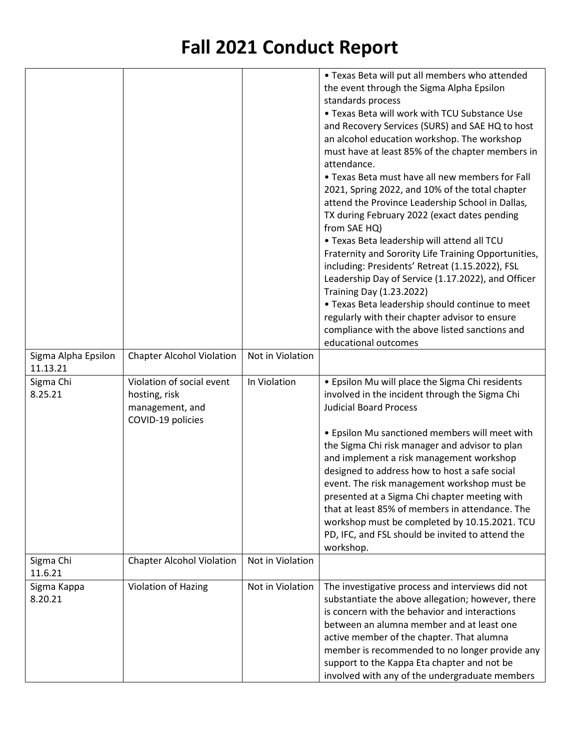# Fall 2021 Conduct Report

| | | | |
|---|---|---|---|
| | | | • Texas Beta will put all members who attended the event through the Sigma Alpha Epsilon standards process<br>• Texas Beta will work with TCU Substance Use and Recovery Services (SURS) and SAE HQ to host an alcohol education workshop. The workshop must have at least 85% of the chapter members in attendance.<br>• Texas Beta must have all new members for Fall 2021, Spring 2022, and 10% of the total chapter attend the Province Leadership School in Dallas, TX during February 2022 (exact dates pending from SAE HQ)<br>• Texas Beta leadership will attend all TCU Fraternity and Sorority Life Training Opportunities, including: Presidents' Retreat (1.15.2022), FSL Leadership Day of Service (1.17.2022), and Officer Training Day (1.23.2022)<br>• Texas Beta leadership should continue to meet regularly with their chapter advisor to ensure compliance with the above listed sanctions and educational outcomes |
| Sigma Alpha Epsilon 11.13.21 | Chapter Alcohol Violation | Not in Violation | |
| Sigma Chi 8.25.21 | Violation of social event hosting, risk management, and COVID-19 policies | In Violation | • Epsilon Mu will place the Sigma Chi residents involved in the incident through the Sigma Chi Judicial Board Process<br><br>• Epsilon Mu sanctioned members will meet with the Sigma Chi risk manager and advisor to plan and implement a risk management workshop designed to address how to host a safe social event. The risk management workshop must be presented at a Sigma Chi chapter meeting with that at least 85% of members in attendance. The workshop must be completed by 10.15.2021. TCU PD, IFC, and FSL should be invited to attend the workshop. |
| Sigma Chi 11.6.21 | Chapter Alcohol Violation | Not in Violation | |
| Sigma Kappa 8.20.21 | Violation of Hazing | Not in Violation | The investigative process and interviews did not substantiate the above allegation; however, there is concern with the behavior and interactions between an alumna member and at least one active member of the chapter. That alumna member is recommended to no longer provide any support to the Kappa Eta chapter and not be involved with any of the undergraduate members |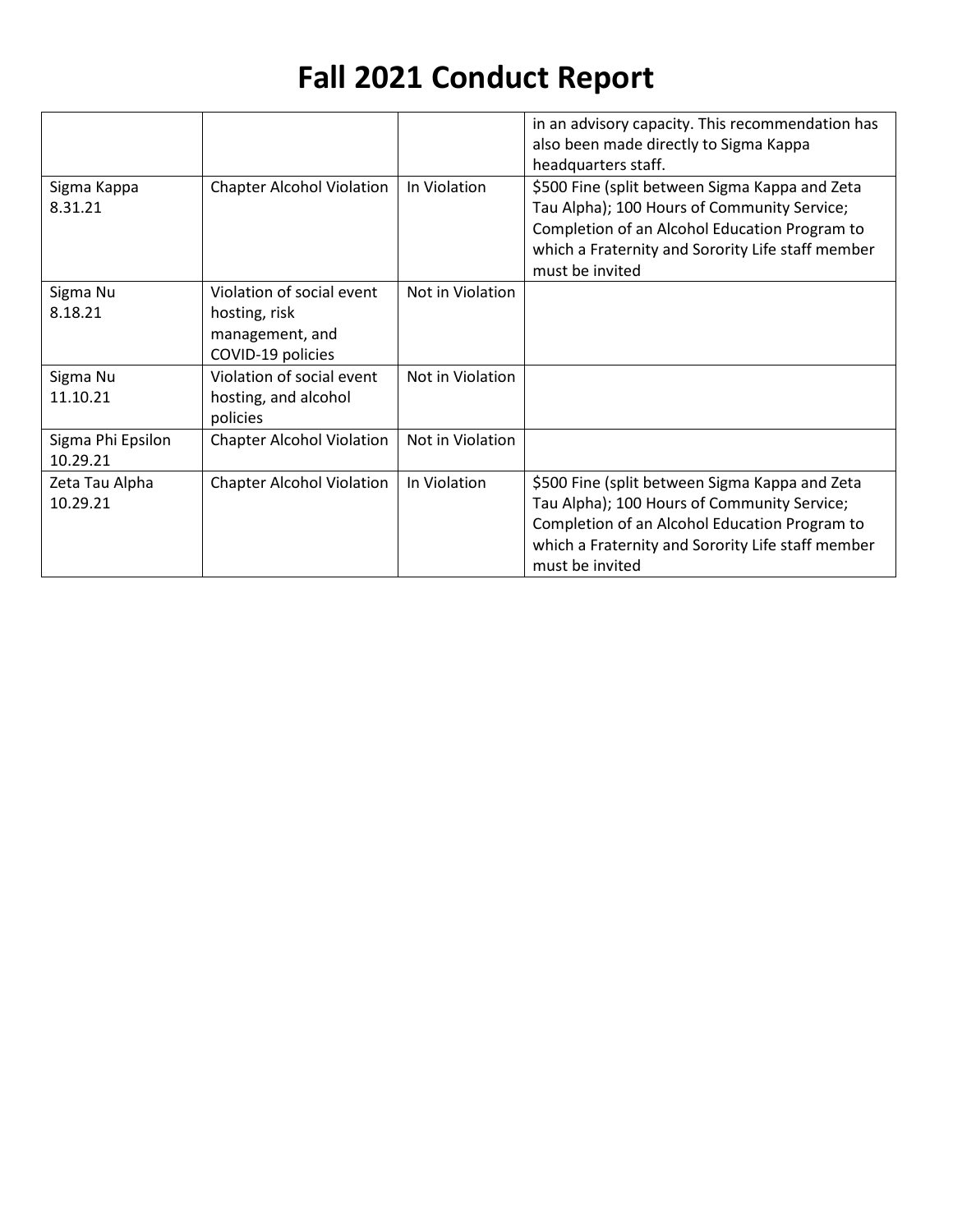# Fall 2021 Conduct Report

| | | | |
|---|---|---|---|
| | | | in an advisory capacity. This recommendation has also been made directly to Sigma Kappa headquarters staff. |
| Sigma Kappa 8.31.21 | Chapter Alcohol Violation | In Violation | $500 Fine (split between Sigma Kappa and Zeta Tau Alpha); 100 Hours of Community Service; Completion of an Alcohol Education Program to which a Fraternity and Sorority Life staff member must be invited |
| Sigma Nu 8.18.21 | Violation of social event hosting, risk management, and COVID-19 policies | Not in Violation | |
| Sigma Nu 11.10.21 | Violation of social event hosting, and alcohol policies | Not in Violation | |
| Sigma Phi Epsilon 10.29.21 | Chapter Alcohol Violation | Not in Violation | |
| Zeta Tau Alpha 10.29.21 | Chapter Alcohol Violation | In Violation | $500 Fine (split between Sigma Kappa and Zeta Tau Alpha); 100 Hours of Community Service; Completion of an Alcohol Education Program to which a Fraternity and Sorority Life staff member must be invited |